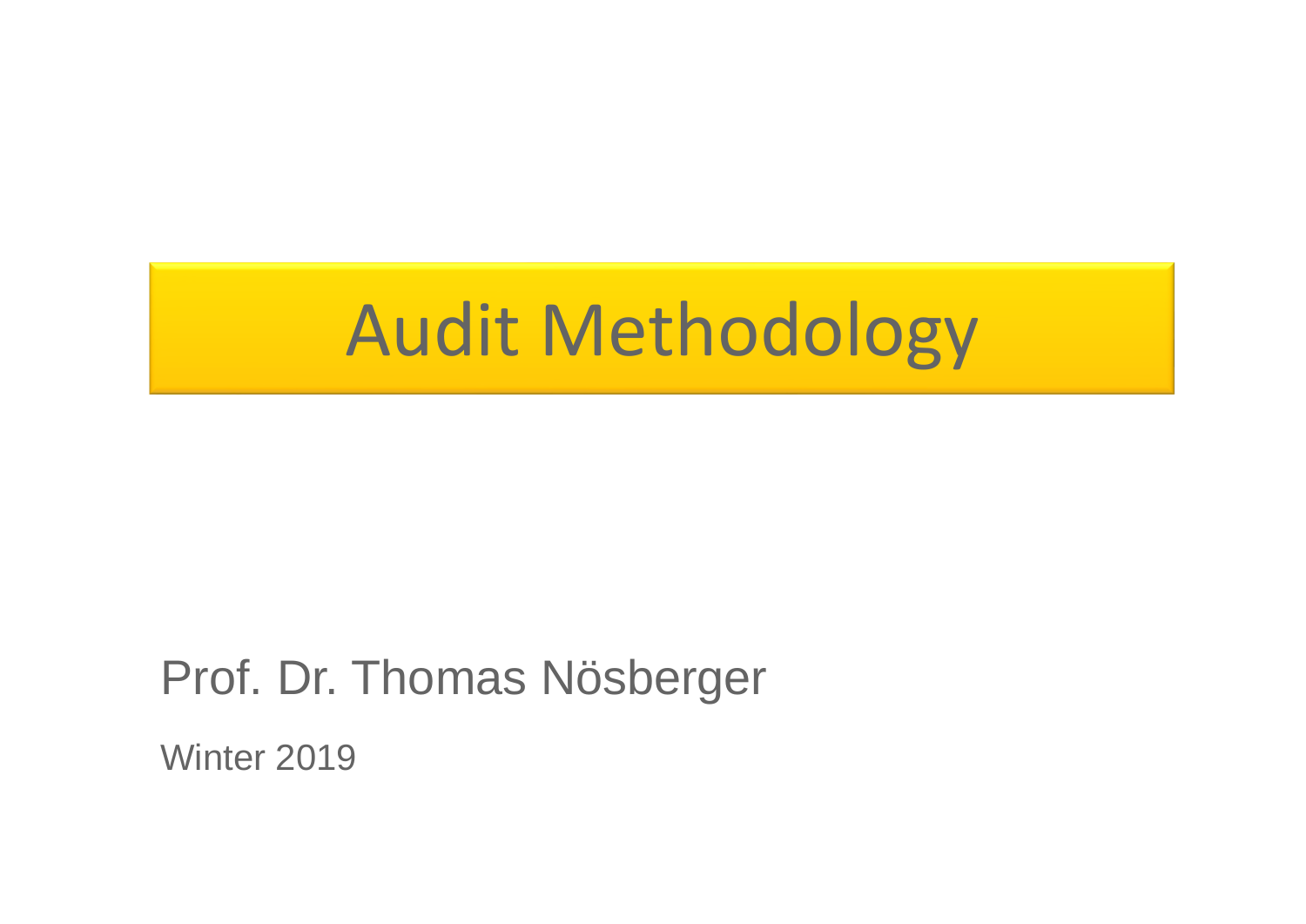# Audit Methodology

Prof. Dr. Thomas Nösberger

Winter 2019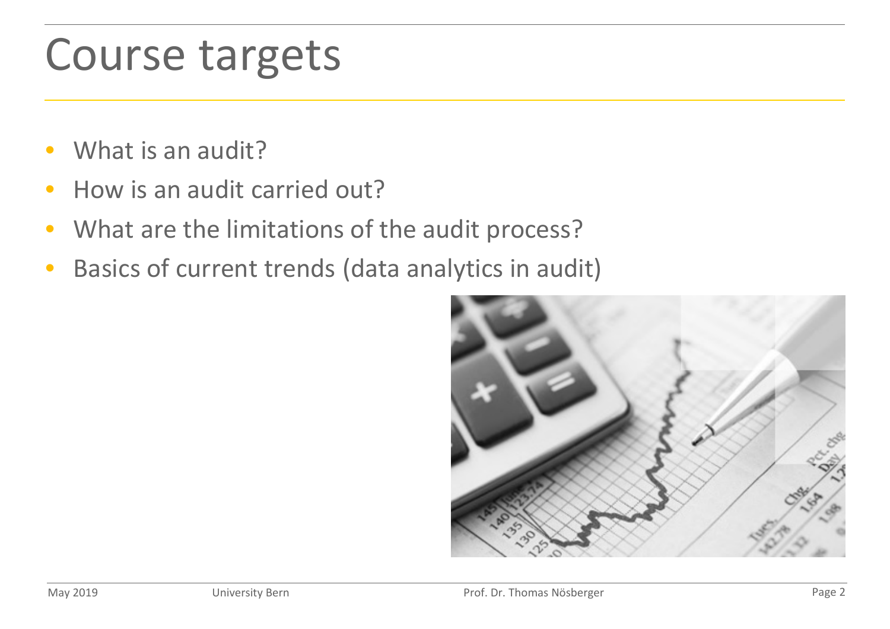# Course targets

- What is an audit?
- How is an audit carried out?
- What are the limitations of the audit process?
- Basics of current trends (data analytics in audit)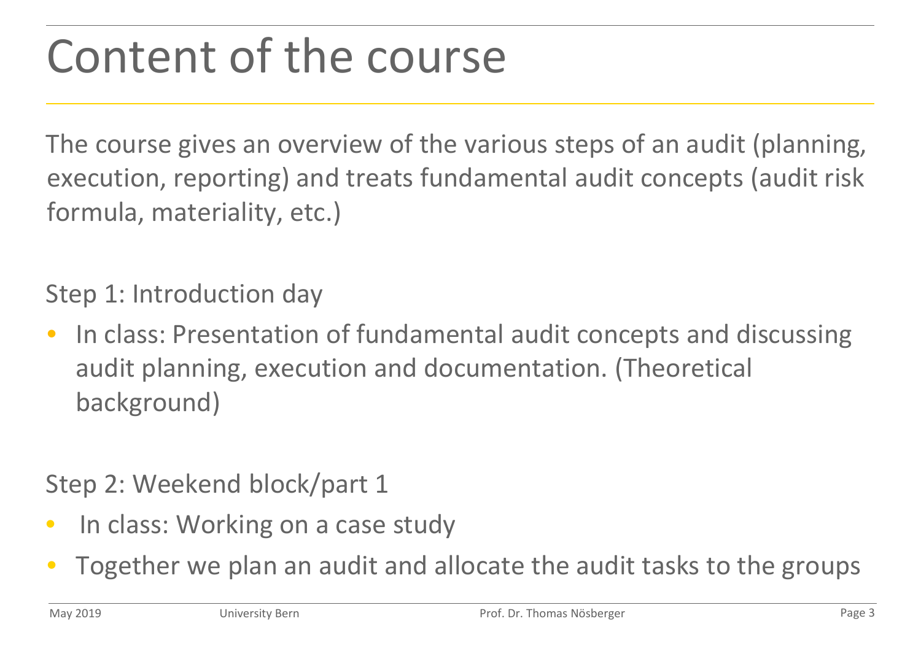# Content of the course

The course gives an overview of the various steps of an audit (planning, execution, reporting) and treats fundamental audit concepts (audit risk formula, materiality, etc.)

Step 1: Introduction day

- In class: Presentation of fundamental audit concepts and discussing audit planning, execution and documentation. (Theoretical background)

Step 2: Weekend block/part 1

- In class: Working on a case study
- Together we plan an audit and allocate the audit tasks to the groups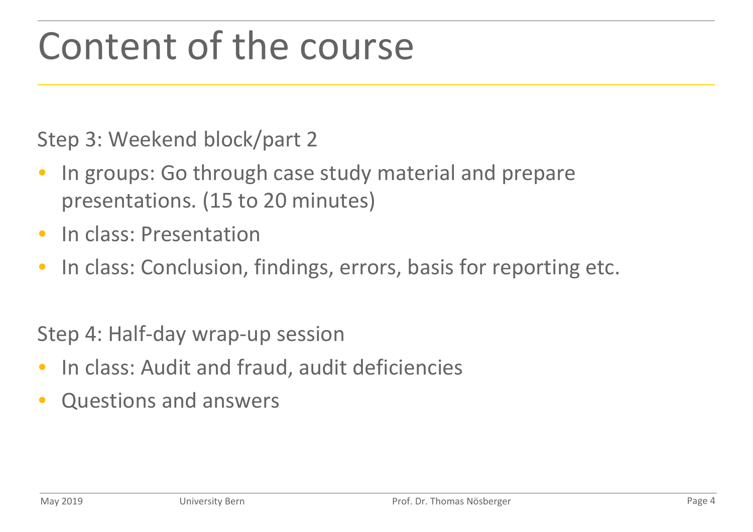# Content of the course

Step 3: Weekend block/part 2

- In groups: Go through case study material and prepare presentations. (15 to 20 minutes)
- In class: Presentation
- In class: Conclusion, findings, errors, basis for reporting etc.

Step 4: Half-day wrap-up session

- In class: Audit and fraud, audit deficiencies
- Questions and answers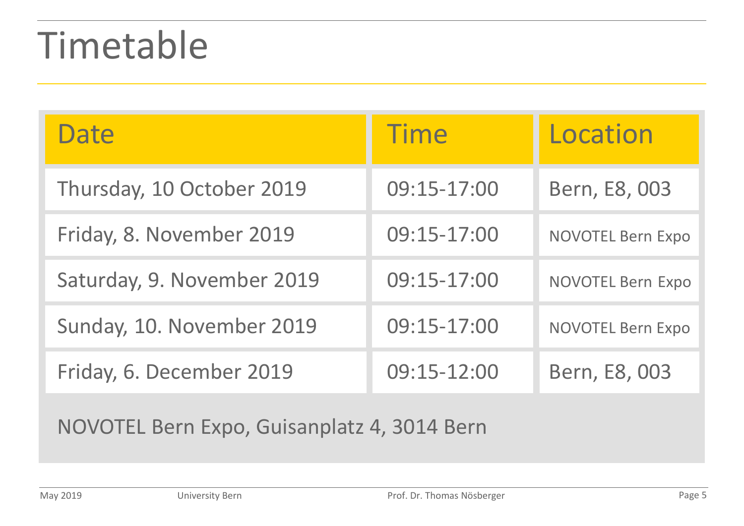# Timetable

| Date | Time | Location |
|---|---|---|
| Thursday, 10 October 2019 | 09:15-17:00 | Bern, E8, 003 |
| Friday, 8. November 2019 | 09:15-17:00 | NOVOTEL Bern Expo |
| Saturday, 9. November 2019 | 09:15-17:00 | NOVOTEL Bern Expo |
| Sunday, 10. November 2019 | 09:15-17:00 | NOVOTEL Bern Expo |
| Friday, 6. December 2019 | 09:15-12:00 | Bern, E8, 003 |

NOVOTEL Bern Expo, Guisanplatz 4, 3014 Bern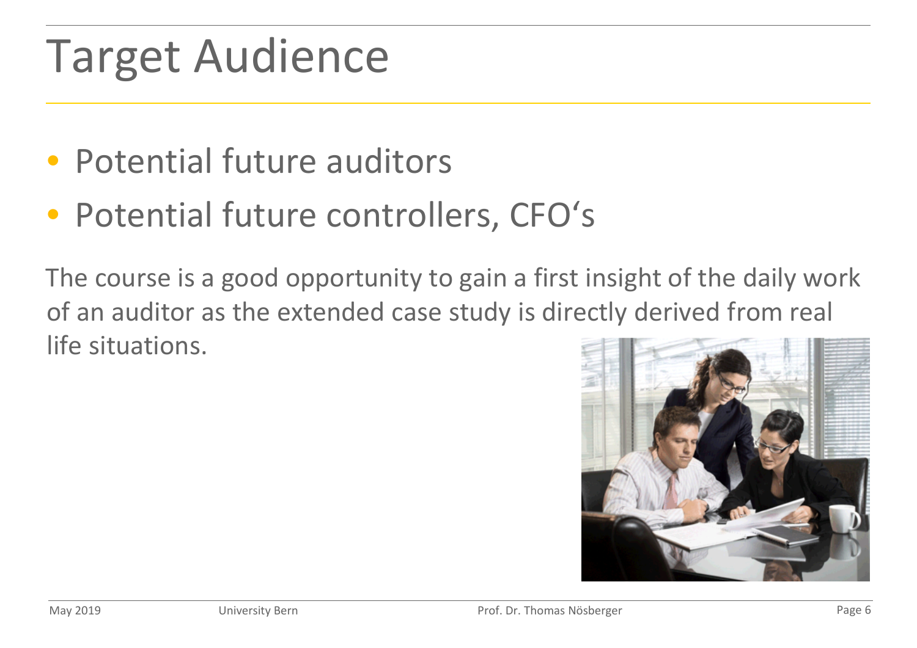# Target Audience

- Potential future auditors
- Potential future controllers, CFO‘s

The course is a good opportunity to gain a first insight of the daily work of an auditor as the extended case study is directly derived from real life situations.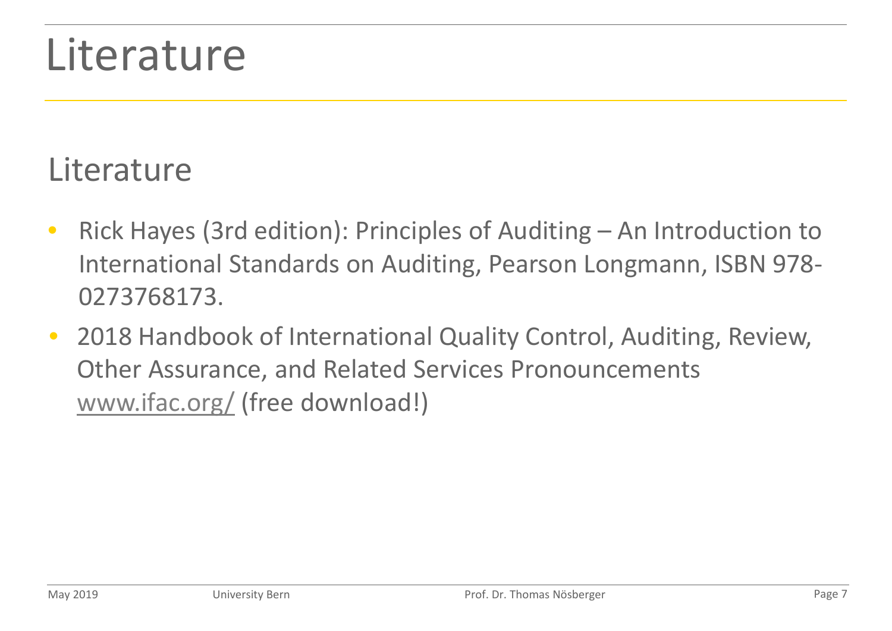# Literature

## Literature

- Rick Hayes (3rd edition): Principles of Auditing – An Introduction to International Standards on Auditing, Pearson Longmann, ISBN 978-0273768173.
- 2018 Handbook of International Quality Control, Auditing, Review, Other Assurance, and Related Services Pronouncements www.ifac.org/ (free download!)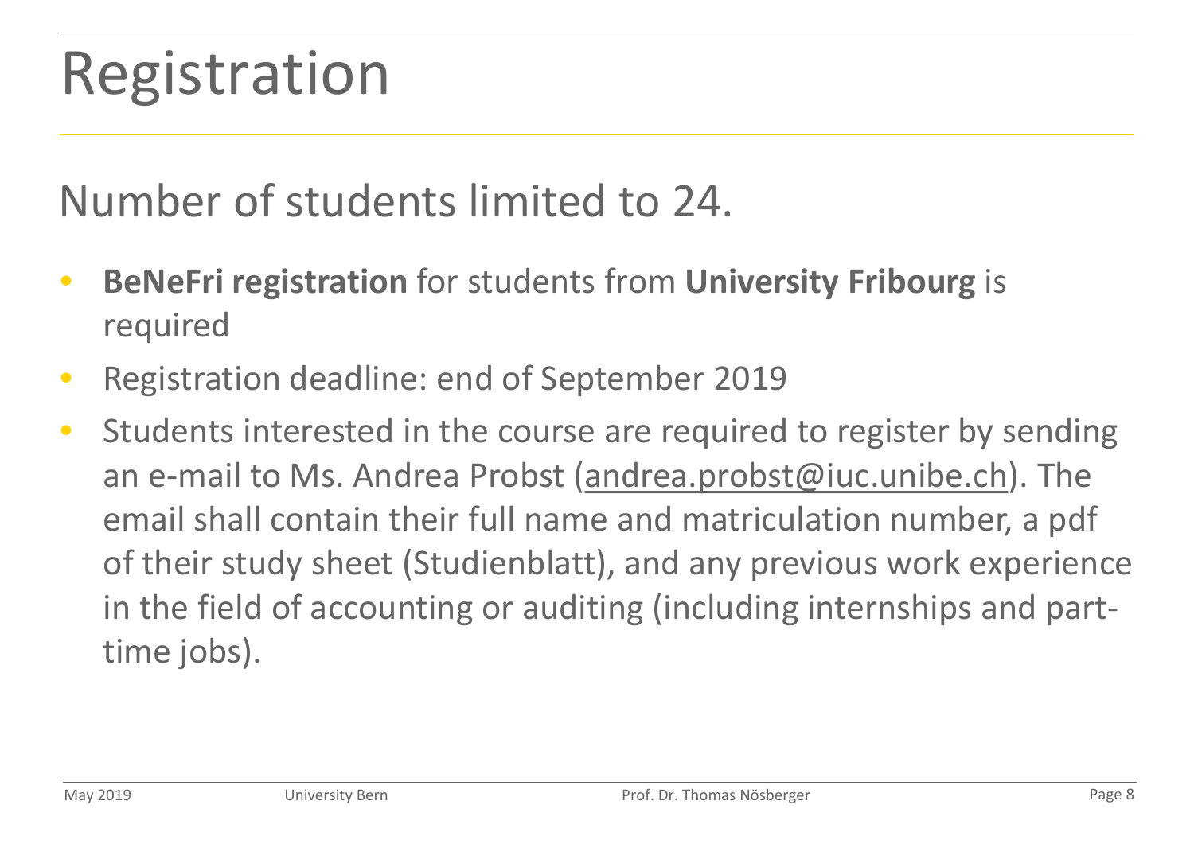# Registration

Number of students limited to 24.

- **BeNeFri registration** for students from **University Fribourg** is required
- Registration deadline: end of September 2019
- Students interested in the course are required to register by sending an e-mail to Ms. Andrea Probst (andrea.probst@iuc.unibe.ch). The email shall contain their full name and matriculation number, a pdf of their study sheet (Studienblatt), and any previous work experience in the field of accounting or auditing (including internships and part-time jobs).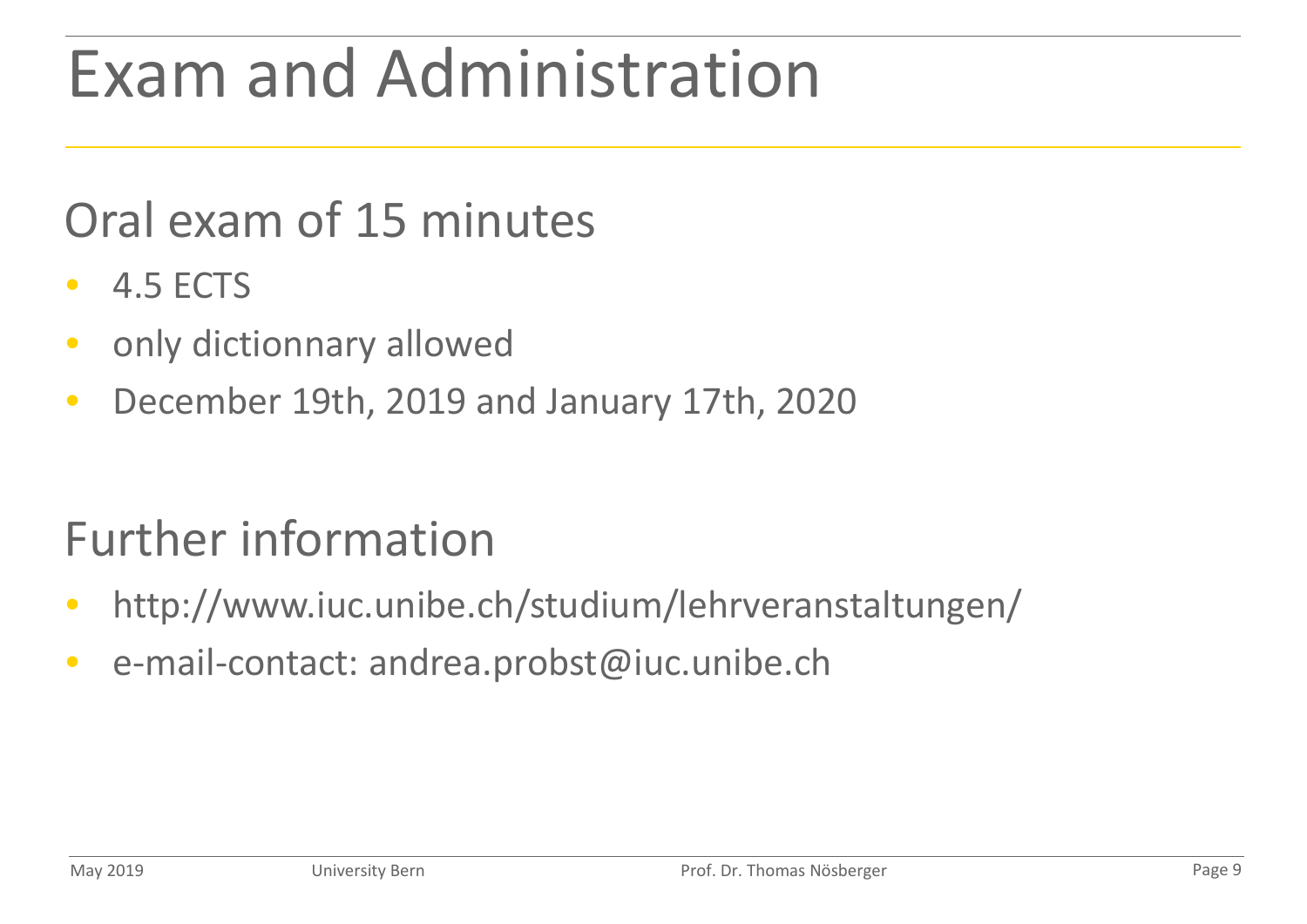# Exam and Administration

## Oral exam of 15 minutes

- 4.5 ECTS
- only dictionnary allowed
- December 19th, 2019 and January 17th, 2020

## Further information

- http://www.iuc.unibe.ch/studium/lehrveranstaltungen/
- e-mail-contact: andrea.probst@iuc.unibe.ch